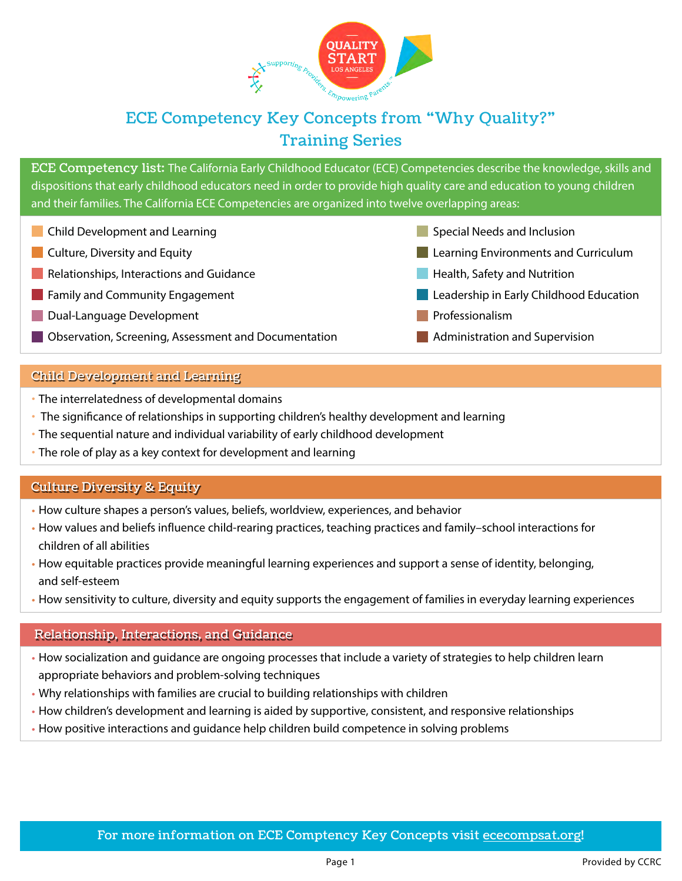# ECE Competency Key Concepts from "Why Quality?" Training Series

**ECE Competency list:** The California Early Childhood Educator (ECE) Competencies describe the knowledge, skills and dispositions that early childhood educators need in order to provide high quality care and education to young children and their families. The California ECE Competencies are organized into twelve overlapping areas:

- Child Development and Learning
- Culture, Diversity and Equity
- Relationships, Interactions and Guidance
- Family and Community Engagement
- Dual-Language Development
- Observation, Screening, Assessment and Documentation
- Special Needs and Inclusion
- Learning Environments and Curriculum
- Health, Safety and Nutrition
- Leadership in Early Childhood Education
- Professionalism
- Administration and Supervision

## Child Development and Learning

- The interrelatedness of developmental domains
- The significance of relationships in supporting children's healthy development and learning
- The sequential nature and individual variability of early childhood development
- The role of play as a key context for development and learning

## Culture Diversity & Equity

- How culture shapes a person's values, beliefs, worldview, experiences, and behavior
- How values and beliefs influence child-rearing practices, teaching practices and family–school interactions for children of all abilities
- How equitable practices provide meaningful learning experiences and support a sense of identity, belonging, and self-esteem
- How sensitivity to culture, diversity and equity supports the engagement of families in everyday learning experiences

## Relationship, Interactions, and Guidance

- How socialization and guidance are ongoing processes that include a variety of strategies to help children learn appropriate behaviors and problem-solving techniques
- Why relationships with families are crucial to building relationships with children
- How children's development and learning is aided by supportive, consistent, and responsive relationships
- How positive interactions and guidance help children build competence in solving problems

For more information on ECE Comptency Key Concepts visit ececompsat.org!

Provided by CCRC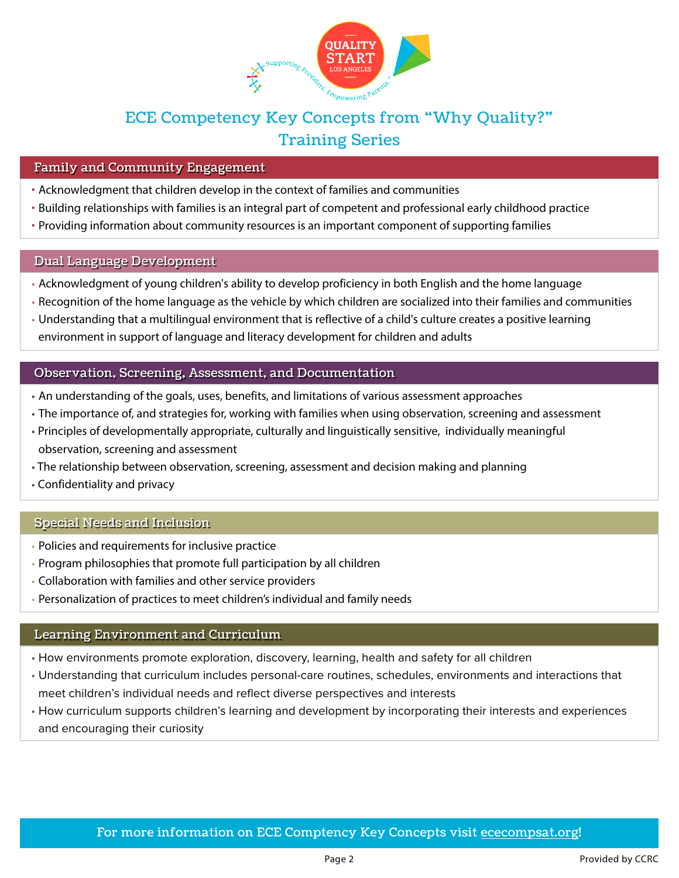# ECE Competency Key Concepts from "Why Quality?" Training Series

## Family and Community Engagement

- Acknowledgment that children develop in the context of families and communities
- Building relationships with families is an integral part of competent and professional early childhood practice
- Providing information about community resources is an important component of supporting families

## Dual Language Development

- Acknowledgment of young children's ability to develop proficiency in both English and the home language
- Recognition of the home language as the vehicle by which children are socialized into their families and communities
- Understanding that a multilingual environment that is reflective of a child's culture creates a positive learning environment in support of language and literacy development for children and adults

## Observation, Screening, Assessment, and Documentation

- An understanding of the goals, uses, benefits, and limitations of various assessment approaches
- The importance of, and strategies for, working with families when using observation, screening and assessment
- Principles of developmentally appropriate, culturally and linguistically sensitive, individually meaningful observation, screening and assessment
- The relationship between observation, screening, assessment and decision making and planning
- Confidentiality and privacy

## Special Needs and Inclusion

- Policies and requirements for inclusive practice
- Program philosophies that promote full participation by all children
- Collaboration with families and other service providers
- Personalization of practices to meet children's individual and family needs

## Learning Environment and Curriculum

- How environments promote exploration, discovery, learning, health and safety for all children
- Understanding that curriculum includes personal-care routines, schedules, environments and interactions that meet children's individual needs and reflect diverse perspectives and interests
- How curriculum supports children's learning and development by incorporating their interests and experiences and encouraging their curiosity

For more information on ECE Comptency Key Concepts visit ececompsat.org!

Provided by CCRC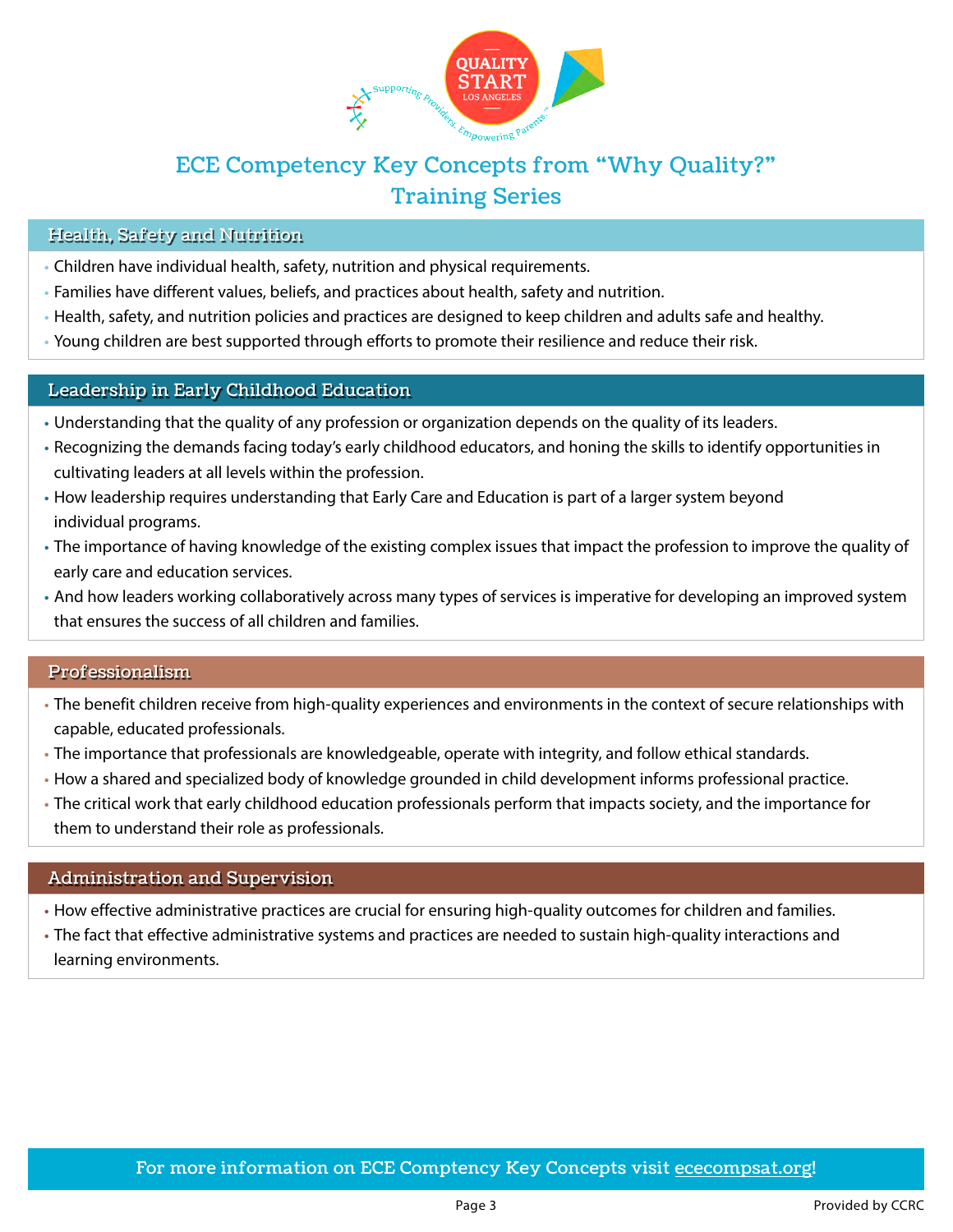# ECE Competency Key Concepts from "Why Quality?" Training Series

## Health, Safety and Nutrition

- Children have individual health, safety, nutrition and physical requirements.
- Families have different values, beliefs, and practices about health, safety and nutrition.
- Health, safety, and nutrition policies and practices are designed to keep children and adults safe and healthy.
- Young children are best supported through efforts to promote their resilience and reduce their risk.

## Leadership in Early Childhood Education

- Understanding that the quality of any profession or organization depends on the quality of its leaders.
- Recognizing the demands facing today's early childhood educators, and honing the skills to identify opportunities in cultivating leaders at all levels within the profession.
- How leadership requires understanding that Early Care and Education is part of a larger system beyond individual programs.
- The importance of having knowledge of the existing complex issues that impact the profession to improve the quality of early care and education services.
- And how leaders working collaboratively across many types of services is imperative for developing an improved system that ensures the success of all children and families.

## Professionalism

- The benefit children receive from high-quality experiences and environments in the context of secure relationships with capable, educated professionals.
- The importance that professionals are knowledgeable, operate with integrity, and follow ethical standards.
- How a shared and specialized body of knowledge grounded in child development informs professional practice.
- The critical work that early childhood education professionals perform that impacts society, and the importance for them to understand their role as professionals.

## Administration and Supervision

- How effective administrative practices are crucial for ensuring high-quality outcomes for children and families.
- The fact that effective administrative systems and practices are needed to sustain high-quality interactions and learning environments.

For more information on ECE Comptency Key Concepts visit ececompsat.org!

Provided by CCRC